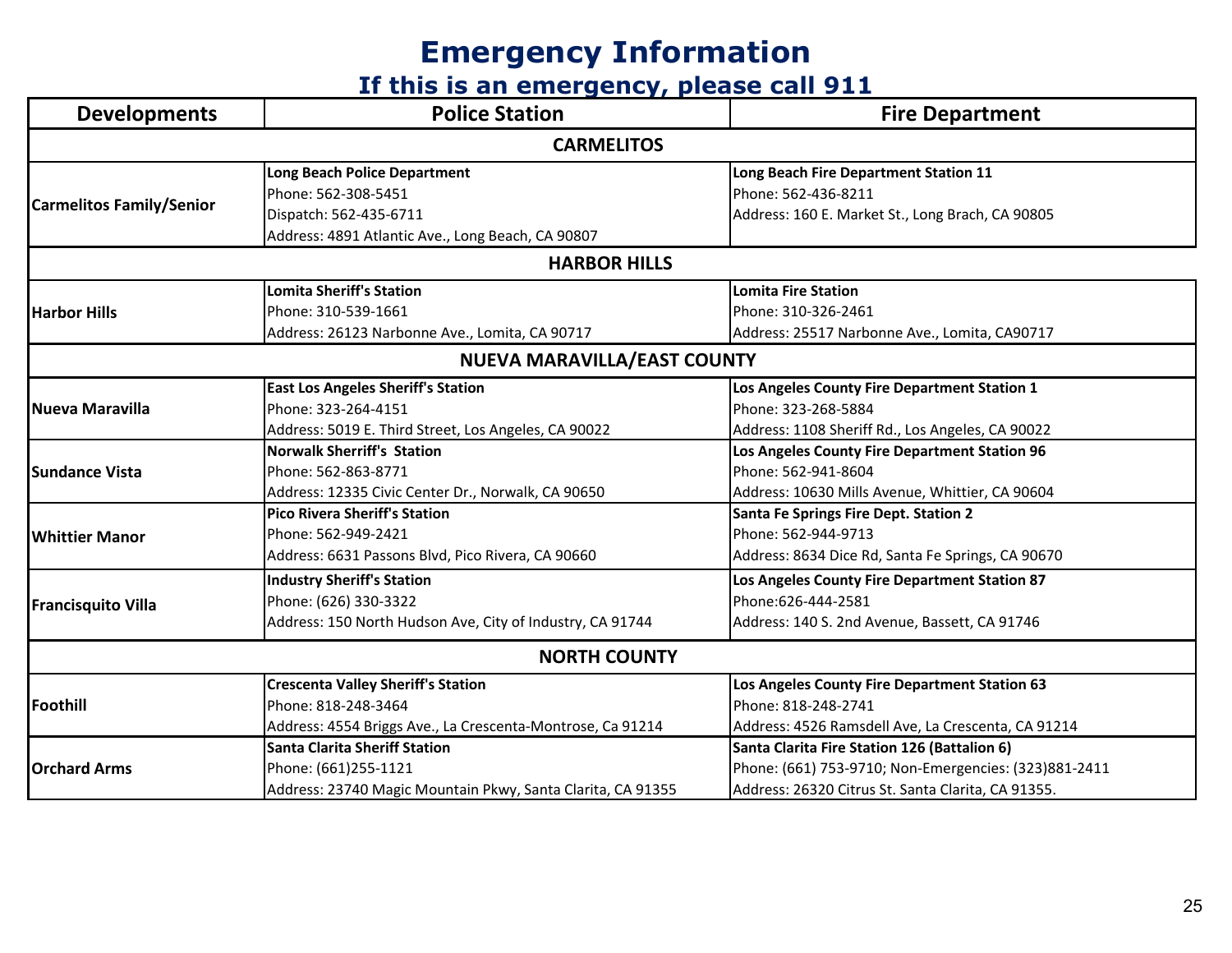# Emergency Information

## If this is an emergency, please call 911

| Developments | Police Station | Fire Department |
|---|---|---|
| **CARMELITOS** | | |
| **Carmelitos Family/Senior** | **Long Beach Police Department**<br>Phone: 562-308-5451<br>Dispatch: 562-435-6711<br>Address: 4891 Atlantic Ave., Long Beach, CA 90807 | **Long Beach Fire Department Station 11**<br>Phone: 562-436-8211<br>Address: 160 E. Market St., Long Brach, CA 90805 |
| **HARBOR HILLS** | | |
| **Harbor Hills** | **Lomita Sheriff's Station**<br>Phone: 310-539-1661<br>Address: 26123 Narbonne Ave., Lomita, CA 90717 | **Lomita Fire Station**<br>Phone: 310-326-2461<br>Address: 25517 Narbonne Ave., Lomita, CA90717 |
| **NUEVA MARAVILLA/EAST COUNTY** | | |
| **Nueva Maravilla** | **East Los Angeles Sheriff's Station**<br>Phone: 323-264-4151<br>Address: 5019 E. Third Street, Los Angeles, CA 90022 | **Los Angeles County Fire Department Station 1**<br>Phone: 323-268-5884<br>Address: 1108 Sheriff Rd., Los Angeles, CA 90022 |
| **Sundance Vista** | **Norwalk Sherriff's Station**<br>Phone: 562-863-8771<br>Address: 12335 Civic Center Dr., Norwalk, CA 90650 | **Los Angeles County Fire Department Station 96**<br>Phone: 562-941-8604<br>Address: 10630 Mills Avenue, Whittier, CA 90604 |
| **Whittier Manor** | **Pico Rivera Sheriff's Station**<br>Phone: 562-949-2421<br>Address: 6631 Passons Blvd, Pico Rivera, CA 90660 | **Santa Fe Springs Fire Dept. Station 2**<br>Phone: 562-944-9713<br>Address: 8634 Dice Rd, Santa Fe Springs, CA 90670 |
| **Francisquito Villa** | **Industry Sheriff's Station**<br>Phone: (626) 330-3322<br>Address: 150 North Hudson Ave, City of Industry, CA 91744 | **Los Angeles County Fire Department Station 87**<br>Phone:626-444-2581<br>Address: 140 S. 2nd Avenue, Bassett, CA 91746 |
| **NORTH COUNTY** | | |
| **Foothill** | **Crescenta Valley Sheriff's Station**<br>Phone: 818-248-3464<br>Address: 4554 Briggs Ave., La Crescenta-Montrose, Ca 91214 | **Los Angeles County Fire Department Station 63**<br>Phone: 818-248-2741<br>Address: 4526 Ramsdell Ave, La Crescenta, CA 91214 |
| **Orchard Arms** | **Santa Clarita Sheriff Station**<br>Phone: (661)255-1121<br>Address: 23740 Magic Mountain Pkwy, Santa Clarita, CA 91355 | **Santa Clarita Fire Station 126 (Battalion 6)**<br>Phone: (661) 753-9710; Non-Emergencies: (323)881-2411<br>Address: 26320 Citrus St. Santa Clarita, CA 91355. |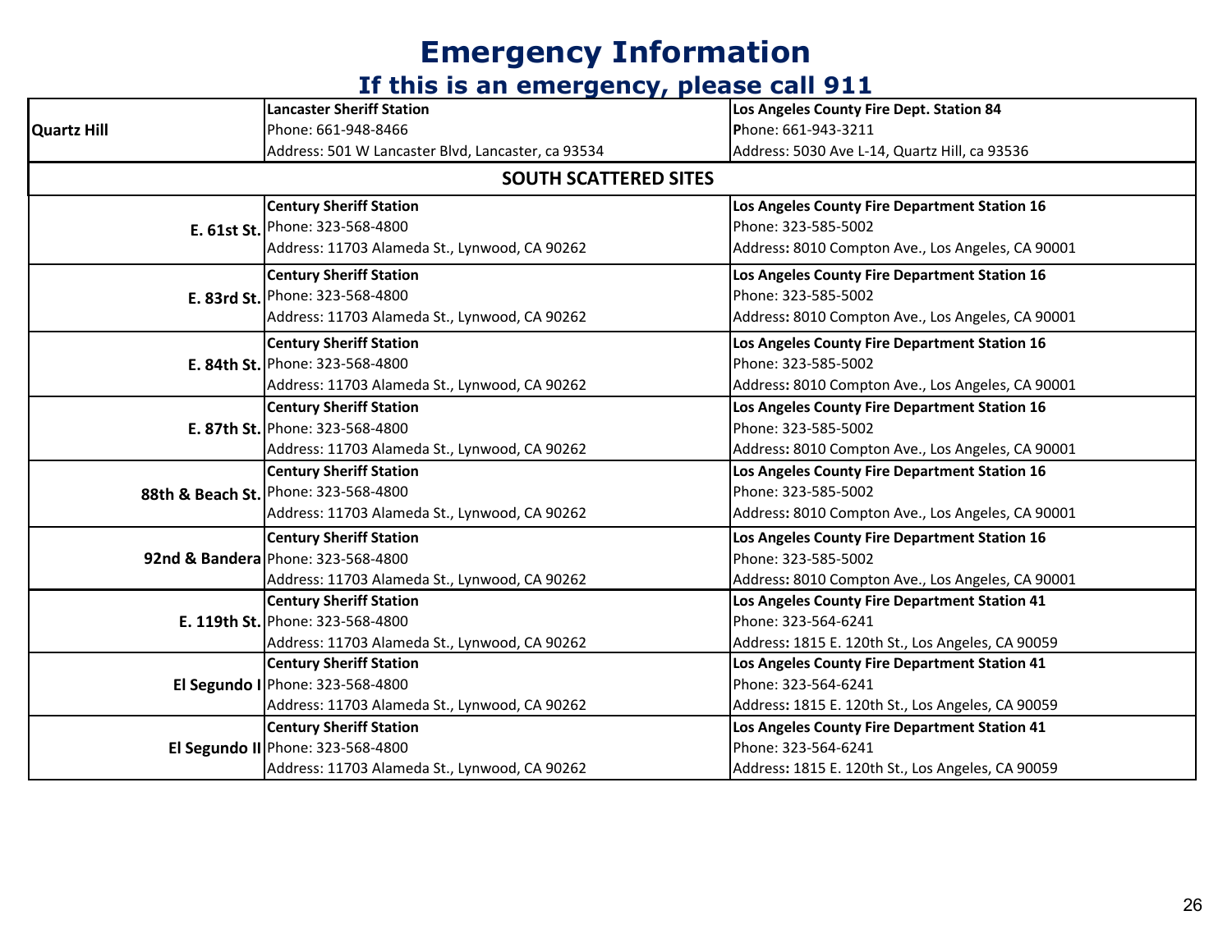# Emergency Information

## If this is an emergency, please call 911

| Site | Sheriff | Fire |
|---|---|---|
| **Quartz Hill** | **Lancaster Sheriff Station**<br>Phone: 661-948-8466<br>Address: 501 W Lancaster Blvd, Lancaster, ca 93534 | **Los Angeles County Fire Dept. Station 84**<br>Phone: 661-943-3211<br>Address: 5030 Ave L-14, Quartz Hill, ca 93536 |
| **SOUTH SCATTERED SITES** | | |
| **E. 61st St.** | **Century Sheriff Station**<br>Phone: 323-568-4800<br>Address: 11703 Alameda St., Lynwood, CA 90262 | **Los Angeles County Fire Department Station 16**<br>Phone: 323-585-5002<br>Address: 8010 Compton Ave., Los Angeles, CA 90001 |
| **E. 83rd St.** | **Century Sheriff Station**<br>Phone: 323-568-4800<br>Address: 11703 Alameda St., Lynwood, CA 90262 | **Los Angeles County Fire Department Station 16**<br>Phone: 323-585-5002<br>Address: 8010 Compton Ave., Los Angeles, CA 90001 |
| **E. 84th St.** | **Century Sheriff Station**<br>Phone: 323-568-4800<br>Address: 11703 Alameda St., Lynwood, CA 90262 | **Los Angeles County Fire Department Station 16**<br>Phone: 323-585-5002<br>Address: 8010 Compton Ave., Los Angeles, CA 90001 |
| **E. 87th St.** | **Century Sheriff Station**<br>Phone: 323-568-4800<br>Address: 11703 Alameda St., Lynwood, CA 90262 | **Los Angeles County Fire Department Station 16**<br>Phone: 323-585-5002<br>Address: 8010 Compton Ave., Los Angeles, CA 90001 |
| **88th & Beach St.** | **Century Sheriff Station**<br>Phone: 323-568-4800<br>Address: 11703 Alameda St., Lynwood, CA 90262 | **Los Angeles County Fire Department Station 16**<br>Phone: 323-585-5002<br>Address: 8010 Compton Ave., Los Angeles, CA 90001 |
| **92nd & Bandera** | **Century Sheriff Station**<br>Phone: 323-568-4800<br>Address: 11703 Alameda St., Lynwood, CA 90262 | **Los Angeles County Fire Department Station 16**<br>Phone: 323-585-5002<br>Address: 8010 Compton Ave., Los Angeles, CA 90001 |
| **E. 119th St.** | **Century Sheriff Station**<br>Phone: 323-568-4800<br>Address: 11703 Alameda St., Lynwood, CA 90262 | **Los Angeles County Fire Department Station 41**<br>Phone: 323-564-6241<br>Address: 1815 E. 120th St., Los Angeles, CA 90059 |
| **El Segundo I** | **Century Sheriff Station**<br>Phone: 323-568-4800<br>Address: 11703 Alameda St., Lynwood, CA 90262 | **Los Angeles County Fire Department Station 41**<br>Phone: 323-564-6241<br>Address: 1815 E. 120th St., Los Angeles, CA 90059 |
| **El Segundo II** | **Century Sheriff Station**<br>Phone: 323-568-4800<br>Address: 11703 Alameda St., Lynwood, CA 90262 | **Los Angeles County Fire Department Station 41**<br>Phone: 323-564-6241<br>Address: 1815 E. 120th St., Los Angeles, CA 90059 |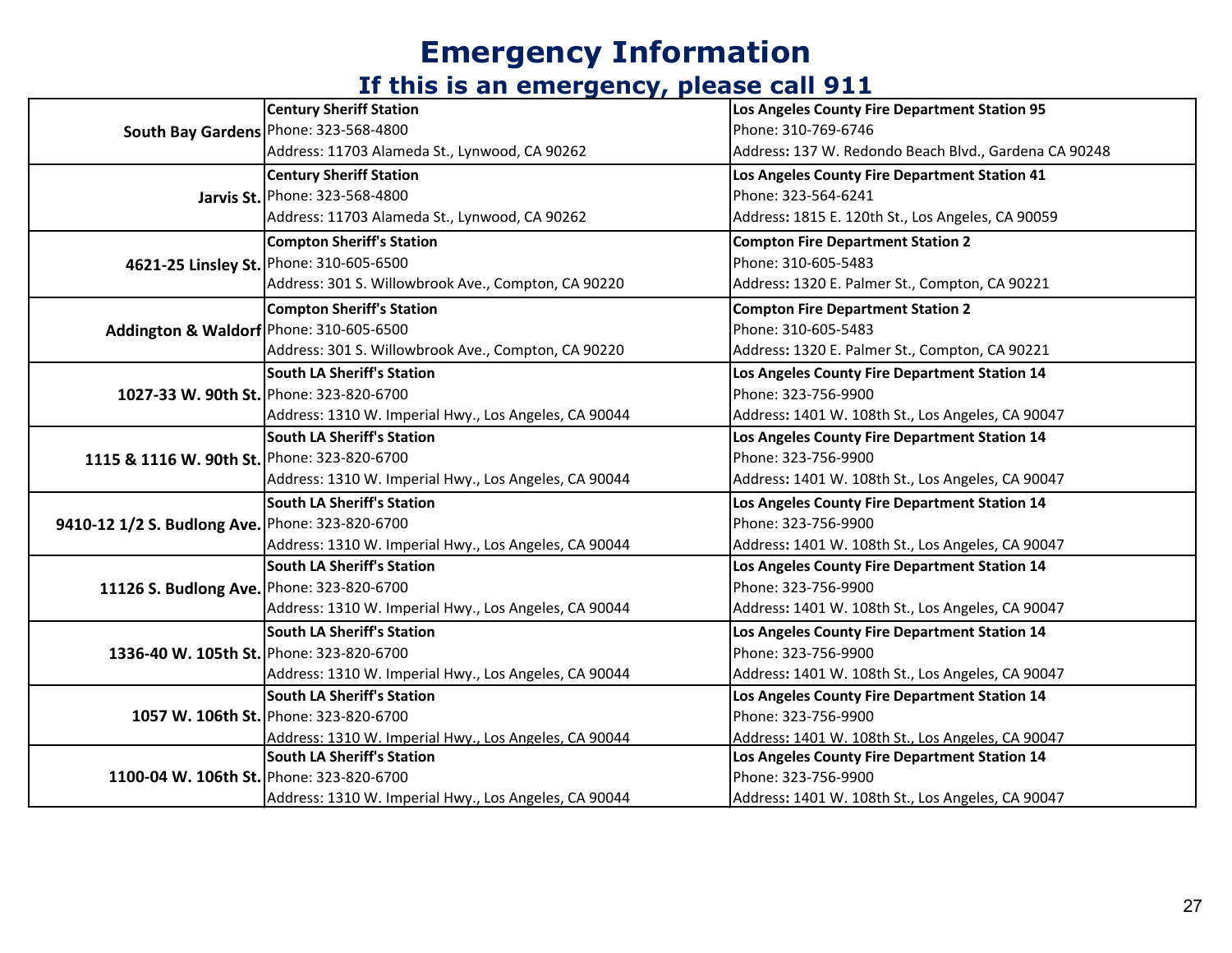# Emergency Information

## If this is an emergency, please call 911

| Location | Sheriff Station | Fire Department |
|---|---|---|
| **South Bay Gardens** | **Century Sheriff Station**<br>Phone: 323-568-4800<br>Address: 11703 Alameda St., Lynwood, CA 90262 | **Los Angeles County Fire Department Station 95**<br>Phone: 310-769-6746<br>Address: 137 W. Redondo Beach Blvd., Gardena CA 90248 |
| **Jarvis St.** | **Century Sheriff Station**<br>Phone: 323-568-4800<br>Address: 11703 Alameda St., Lynwood, CA 90262 | **Los Angeles County Fire Department Station 41**<br>Phone: 323-564-6241<br>Address: 1815 E. 120th St., Los Angeles, CA 90059 |
| **4621-25 Linsley St.** | **Compton Sheriff's Station**<br>Phone: 310-605-6500<br>Address: 301 S. Willowbrook Ave., Compton, CA 90220 | **Compton Fire Department Station 2**<br>Phone: 310-605-5483<br>Address: 1320 E. Palmer St., Compton, CA 90221 |
| **Addington & Waldorf** | **Compton Sheriff's Station**<br>Phone: 310-605-6500<br>Address: 301 S. Willowbrook Ave., Compton, CA 90220 | **Compton Fire Department Station 2**<br>Phone: 310-605-5483<br>Address: 1320 E. Palmer St., Compton, CA 90221 |
| **1027-33 W. 90th St.** | **South LA Sheriff's Station**<br>Phone: 323-820-6700<br>Address: 1310 W. Imperial Hwy., Los Angeles, CA 90044 | **Los Angeles County Fire Department Station 14**<br>Phone: 323-756-9900<br>Address: 1401 W. 108th St., Los Angeles, CA 90047 |
| **1115 & 1116 W. 90th St.** | **South LA Sheriff's Station**<br>Phone: 323-820-6700<br>Address: 1310 W. Imperial Hwy., Los Angeles, CA 90044 | **Los Angeles County Fire Department Station 14**<br>Phone: 323-756-9900<br>Address: 1401 W. 108th St., Los Angeles, CA 90047 |
| **9410-12 1/2 S. Budlong Ave.** | **South LA Sheriff's Station**<br>Phone: 323-820-6700<br>Address: 1310 W. Imperial Hwy., Los Angeles, CA 90044 | **Los Angeles County Fire Department Station 14**<br>Phone: 323-756-9900<br>Address: 1401 W. 108th St., Los Angeles, CA 90047 |
| **11126 S. Budlong Ave.** | **South LA Sheriff's Station**<br>Phone: 323-820-6700<br>Address: 1310 W. Imperial Hwy., Los Angeles, CA 90044 | **Los Angeles County Fire Department Station 14**<br>Phone: 323-756-9900<br>Address: 1401 W. 108th St., Los Angeles, CA 90047 |
| **1336-40 W. 105th St.** | **South LA Sheriff's Station**<br>Phone: 323-820-6700<br>Address: 1310 W. Imperial Hwy., Los Angeles, CA 90044 | **Los Angeles County Fire Department Station 14**<br>Phone: 323-756-9900<br>Address: 1401 W. 108th St., Los Angeles, CA 90047 |
| **1057 W. 106th St.** | **South LA Sheriff's Station**<br>Phone: 323-820-6700<br>Address: 1310 W. Imperial Hwy., Los Angeles, CA 90044 | **Los Angeles County Fire Department Station 14**<br>Phone: 323-756-9900<br>Address: 1401 W. 108th St., Los Angeles, CA 90047 |
| **1100-04 W. 106th St.** | **South LA Sheriff's Station**<br>Phone: 323-820-6700<br>Address: 1310 W. Imperial Hwy., Los Angeles, CA 90044 | **Los Angeles County Fire Department Station 14**<br>Phone: 323-756-9900<br>Address: 1401 W. 108th St., Los Angeles, CA 90047 |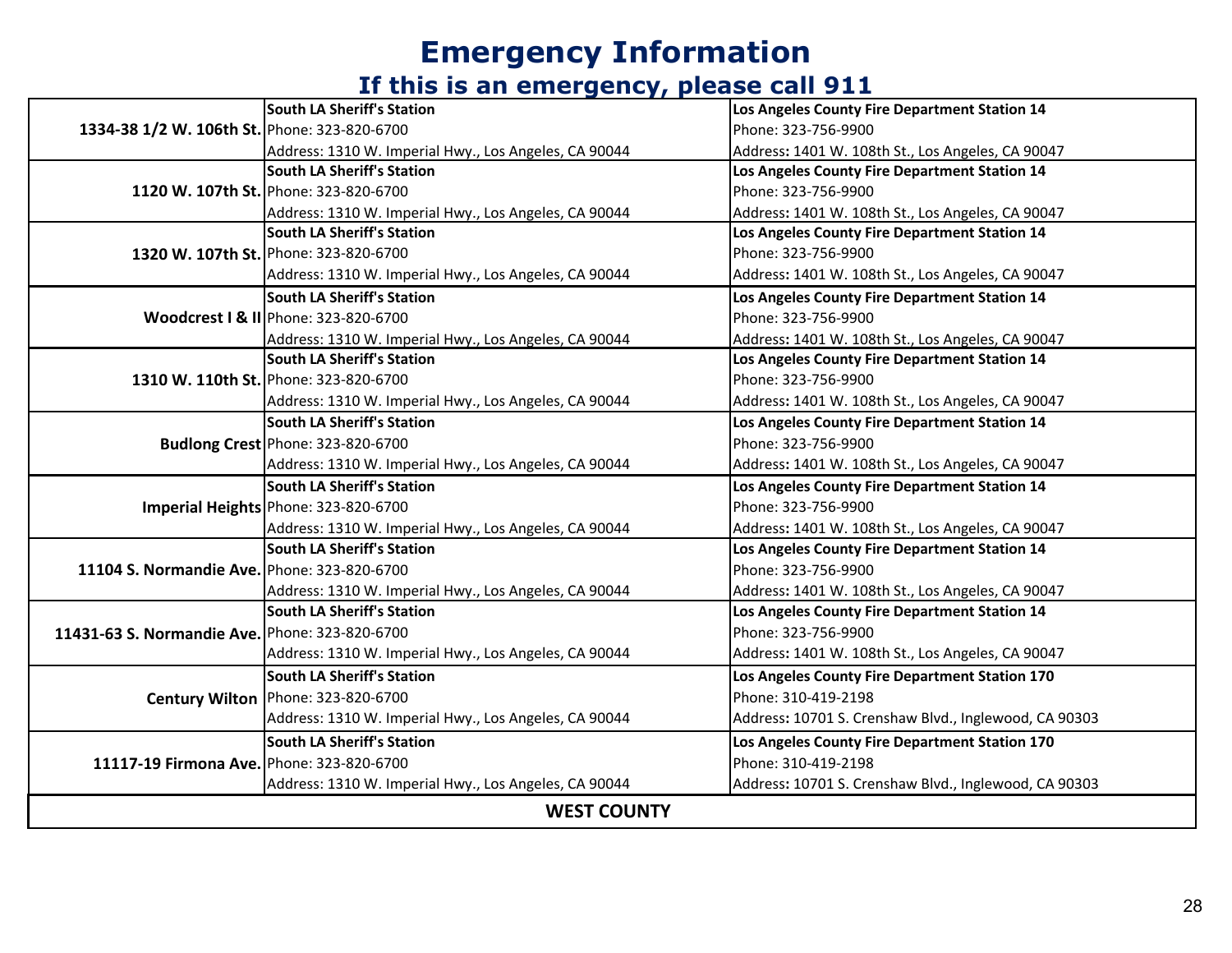# Emergency Information

## If this is an emergency, please call 911

| Location | Sheriff | Fire Department |
|---|---|---|
| **1334-38 1/2 W. 106th St.** | **South LA Sheriff's Station**<br>Phone: 323-820-6700<br>Address: 1310 W. Imperial Hwy., Los Angeles, CA 90044 | **Los Angeles County Fire Department Station 14**<br>Phone: 323-756-9900<br>Address: 1401 W. 108th St., Los Angeles, CA 90047 |
| **1120 W. 107th St.** | **South LA Sheriff's Station**<br>Phone: 323-820-6700<br>Address: 1310 W. Imperial Hwy., Los Angeles, CA 90044 | **Los Angeles County Fire Department Station 14**<br>Phone: 323-756-9900<br>Address: 1401 W. 108th St., Los Angeles, CA 90047 |
| **1320 W. 107th St.** | **South LA Sheriff's Station**<br>Phone: 323-820-6700<br>Address: 1310 W. Imperial Hwy., Los Angeles, CA 90044 | **Los Angeles County Fire Department Station 14**<br>Phone: 323-756-9900<br>Address: 1401 W. 108th St., Los Angeles, CA 90047 |
| **Woodcrest I & II** | **South LA Sheriff's Station**<br>Phone: 323-820-6700<br>Address: 1310 W. Imperial Hwy., Los Angeles, CA 90044 | **Los Angeles County Fire Department Station 14**<br>Phone: 323-756-9900<br>Address: 1401 W. 108th St., Los Angeles, CA 90047 |
| **1310 W. 110th St.** | **South LA Sheriff's Station**<br>Phone: 323-820-6700<br>Address: 1310 W. Imperial Hwy., Los Angeles, CA 90044 | **Los Angeles County Fire Department Station 14**<br>Phone: 323-756-9900<br>Address: 1401 W. 108th St., Los Angeles, CA 90047 |
| **Budlong Crest** | **South LA Sheriff's Station**<br>Phone: 323-820-6700<br>Address: 1310 W. Imperial Hwy., Los Angeles, CA 90044 | **Los Angeles County Fire Department Station 14**<br>Phone: 323-756-9900<br>Address: 1401 W. 108th St., Los Angeles, CA 90047 |
| **Imperial Heights** | **South LA Sheriff's Station**<br>Phone: 323-820-6700<br>Address: 1310 W. Imperial Hwy., Los Angeles, CA 90044 | **Los Angeles County Fire Department Station 14**<br>Phone: 323-756-9900<br>Address: 1401 W. 108th St., Los Angeles, CA 90047 |
| **11104 S. Normandie Ave.** | **South LA Sheriff's Station**<br>Phone: 323-820-6700<br>Address: 1310 W. Imperial Hwy., Los Angeles, CA 90044 | **Los Angeles County Fire Department Station 14**<br>Phone: 323-756-9900<br>Address: 1401 W. 108th St., Los Angeles, CA 90047 |
| **11431-63 S. Normandie Ave.** | **South LA Sheriff's Station**<br>Phone: 323-820-6700<br>Address: 1310 W. Imperial Hwy., Los Angeles, CA 90044 | **Los Angeles County Fire Department Station 14**<br>Phone: 323-756-9900<br>Address: 1401 W. 108th St., Los Angeles, CA 90047 |
| **Century Wilton** | **South LA Sheriff's Station**<br>Phone: 323-820-6700<br>Address: 1310 W. Imperial Hwy., Los Angeles, CA 90044 | **Los Angeles County Fire Department Station 170**<br>Phone: 310-419-2198<br>Address: 10701 S. Crenshaw Blvd., Inglewood, CA 90303 |
| **11117-19 Firmona Ave.** | **South LA Sheriff's Station**<br>Phone: 323-820-6700<br>Address: 1310 W. Imperial Hwy., Los Angeles, CA 90044 | **Los Angeles County Fire Department Station 170**<br>Phone: 310-419-2198<br>Address: 10701 S. Crenshaw Blvd., Inglewood, CA 90303 |
| **WEST COUNTY** | | |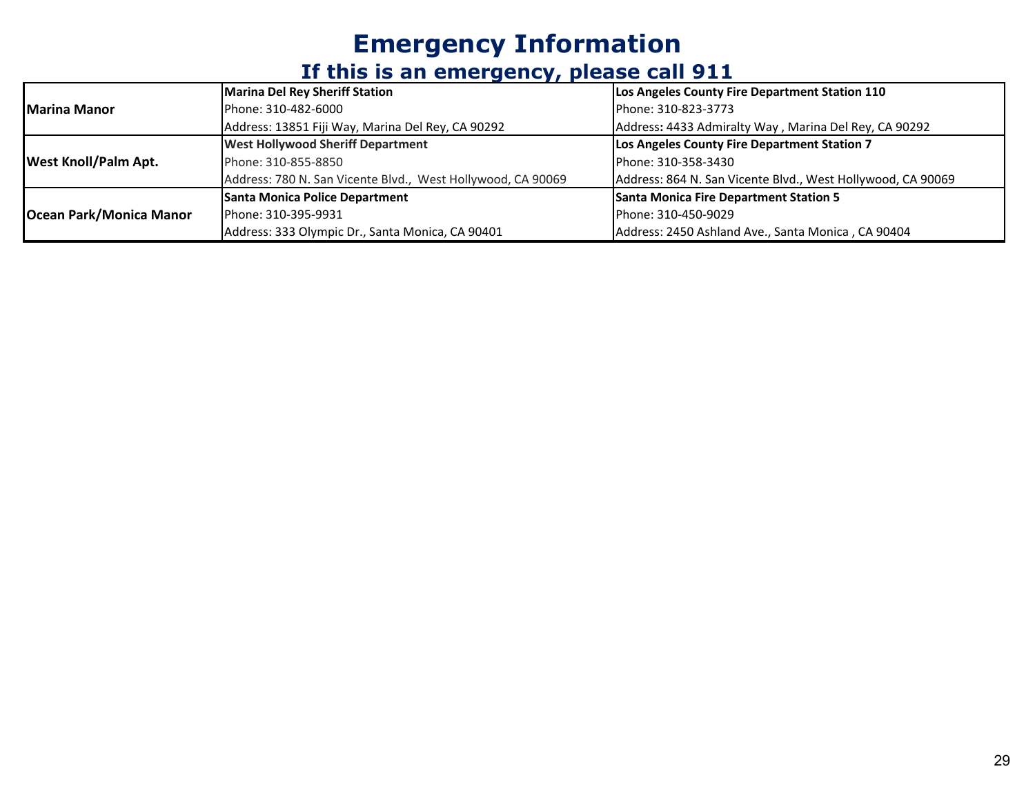# Emergency Information

## If this is an emergency, please call 911

| | | |
|---|---|---|
| **Marina Manor** | **Marina Del Rey Sheriff Station**<br>Phone: 310-482-6000<br>Address: 13851 Fiji Way, Marina Del Rey, CA 90292 | **Los Angeles County Fire Department Station 110**<br>Phone: 310-823-3773<br>Address: 4433 Admiralty Way , Marina Del Rey, CA 90292 |
| **West Knoll/Palm Apt.** | **West Hollywood Sheriff Department**<br>Phone: 310-855-8850<br>Address: 780 N. San Vicente Blvd., West Hollywood, CA 90069 | **Los Angeles County Fire Department Station 7**<br>Phone: 310-358-3430<br>Address: 864 N. San Vicente Blvd., West Hollywood, CA 90069 |
| **Ocean Park/Monica Manor** | **Santa Monica Police Department**<br>Phone: 310-395-9931<br>Address: 333 Olympic Dr., Santa Monica, CA 90401 | **Santa Monica Fire Department Station 5**<br>Phone: 310-450-9029<br>Address: 2450 Ashland Ave., Santa Monica , CA 90404 |